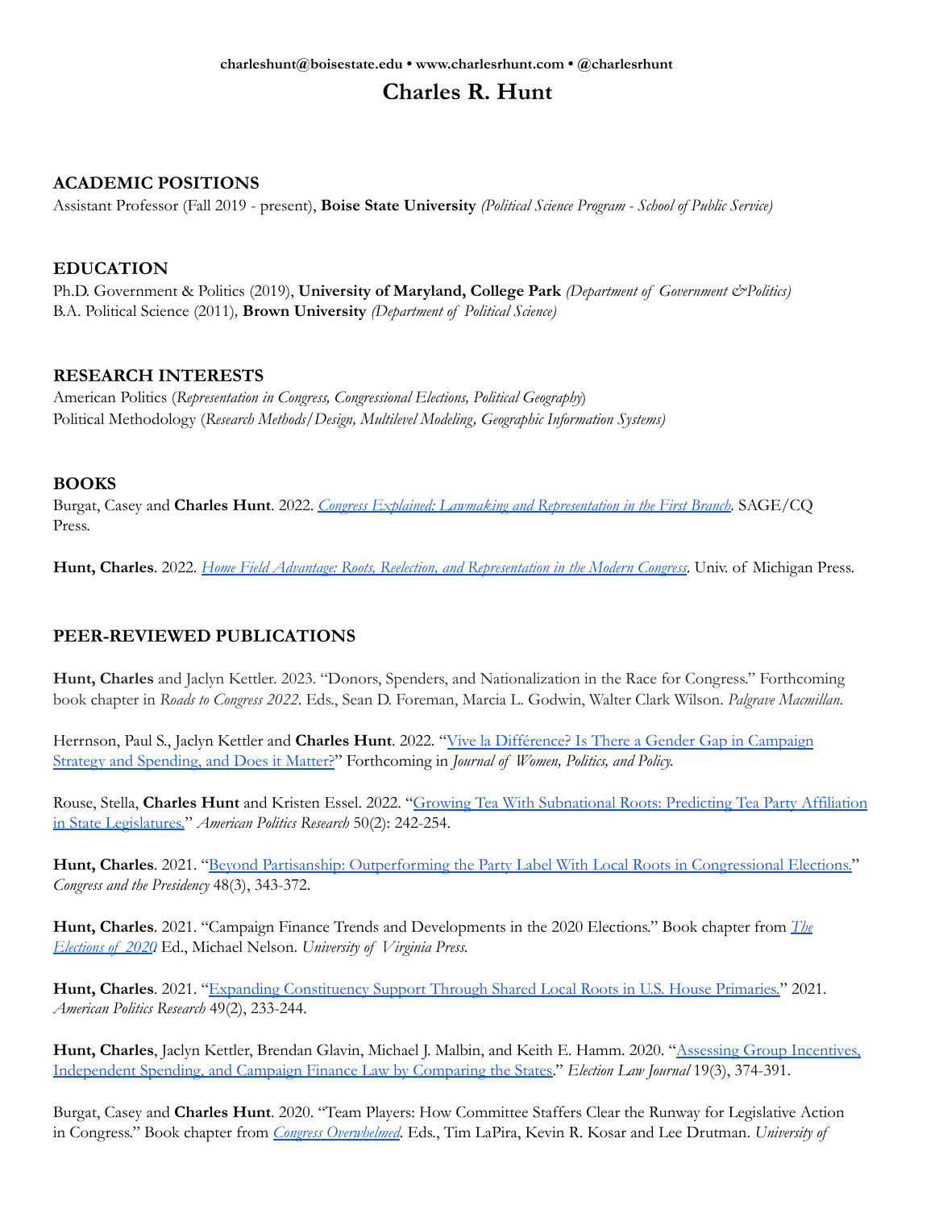**charleshunt@boisestate.edu • www.charlesrhunt.com • @charlesrhunt**

# Charles R. Hunt

## ACADEMIC POSITIONS

Assistant Professor (Fall 2019 - present), **Boise State University** *(Political Science Program - School of Public Service)*

## EDUCATION

Ph.D. Government & Politics (2019), **University of Maryland, College Park** *(Department of Government &Politics)*
B.A. Political Science (2011), **Brown University** *(Department of Political Science)*

## RESEARCH INTERESTS

American Politics (*Representation in Congress, Congressional Elections, Political Geography*)
Political Methodology (*Research Methods/Design, Multilevel Modeling, Geographic Information Systems)*

## BOOKS

Burgat, Casey and **Charles Hunt**. 2022. *Congress Explained: Lawmaking and Representation in the First Branch*. SAGE/CQ Press.

**Hunt, Charles**. 2022. *Home Field Advantage: Roots, Reelection, and Representation in the Modern Congress*. Univ. of Michigan Press.

## PEER-REVIEWED PUBLICATIONS

**Hunt, Charles** and Jaclyn Kettler. 2023. "Donors, Spenders, and Nationalization in the Race for Congress." Forthcoming book chapter in *Roads to Congress 2022*. Eds., Sean D. Foreman, Marcia L. Godwin, Walter Clark Wilson. *Palgrave Macmillan*.

Herrnson, Paul S., Jaclyn Kettler and **Charles Hunt**. 2022. "Vive la Différence? Is There a Gender Gap in Campaign Strategy and Spending, and Does it Matter?" Forthcoming in *Journal of Women, Politics, and Policy.*

Rouse, Stella, **Charles Hunt** and Kristen Essel. 2022. "Growing Tea With Subnational Roots: Predicting Tea Party Affiliation in State Legislatures." *American Politics Research* 50(2): 242-254.

**Hunt, Charles**. 2021. "Beyond Partisanship: Outperforming the Party Label With Local Roots in Congressional Elections." *Congress and the Presidency* 48(3), 343-372.

**Hunt, Charles**. 2021. "Campaign Finance Trends and Developments in the 2020 Elections." Book chapter from *The Elections of 2020* Ed., Michael Nelson. *University of Virginia Press.*

**Hunt, Charles**. 2021. "Expanding Constituency Support Through Shared Local Roots in U.S. House Primaries." 2021. *American Politics Research* 49(2), 233-244.

**Hunt, Charles**, Jaclyn Kettler, Brendan Glavin, Michael J. Malbin, and Keith E. Hamm. 2020. "Assessing Group Incentives, Independent Spending, and Campaign Finance Law by Comparing the States." *Election Law Journal* 19(3), 374-391.

Burgat, Casey and **Charles Hunt**. 2020. "Team Players: How Committee Staffers Clear the Runway for Legislative Action in Congress." Book chapter from *Congress Overwhelmed*. Eds., Tim LaPira, Kevin R. Kosar and Lee Drutman. *University of*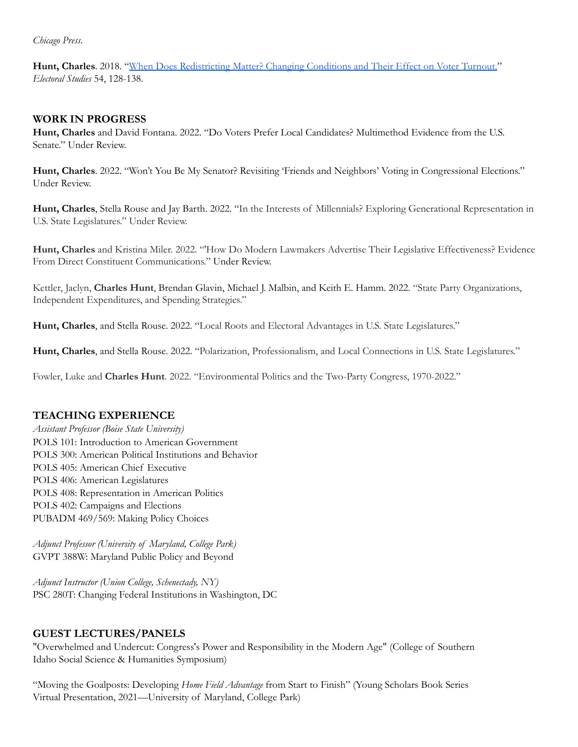*Chicago Press*.

**Hunt, Charles**. 2018. "[When Does Redistricting Matter? Changing Conditions and Their Effect on Voter Turnout.](#)" *Electoral Studies* 54, 128-138.

## WORK IN PROGRESS

**Hunt, Charles** and David Fontana. 2022. "Do Voters Prefer Local Candidates? Multimethod Evidence from the U.S. Senate." Under Review.

**Hunt, Charles**. 2022. "Won't You Be My Senator? Revisiting 'Friends and Neighbors' Voting in Congressional Elections." Under Review.

**Hunt, Charles**, Stella Rouse and Jay Barth. 2022. "In the Interests of Millennials? Exploring Generational Representation in U.S. State Legislatures." Under Review.

**Hunt, Charles** and Kristina Miler. 2022. "'How Do Modern Lawmakers Advertise Their Legislative Effectiveness? Evidence From Direct Constituent Communications." Under Review.

Kettler, Jaclyn, **Charles Hunt**, Brendan Glavin, Michael J. Malbin, and Keith E. Hamm. 2022. "State Party Organizations, Independent Expenditures, and Spending Strategies."

**Hunt, Charles**, and Stella Rouse. 2022. "Local Roots and Electoral Advantages in U.S. State Legislatures."

**Hunt, Charles**, and Stella Rouse. 2022. "Polarization, Professionalism, and Local Connections in U.S. State Legislatures."

Fowler, Luke and **Charles Hunt**. 2022. "Environmental Politics and the Two-Party Congress, 1970-2022."

## TEACHING EXPERIENCE

*Assistant Professor (Boise State University)*
POLS 101: Introduction to American Government
POLS 300: American Political Institutions and Behavior
POLS 405: American Chief Executive
POLS 406: American Legislatures
POLS 408: Representation in American Politics
POLS 402: Campaigns and Elections
PUBADM 469/569: Making Policy Choices

*Adjunct Professor (University of Maryland, College Park)*
GVPT 388W: Maryland Public Policy and Beyond

*Adjunct Instructor (Union College, Schenectady, NY)*
PSC 280T: Changing Federal Institutions in Washington, DC

## GUEST LECTURES/PANELS

"Overwhelmed and Undercut: Congress's Power and Responsibility in the Modern Age" (College of Southern Idaho Social Science & Humanities Symposium)

"Moving the Goalposts: Developing *Home Field Advantage* from Start to Finish" (Young Scholars Book Series Virtual Presentation, 2021—University of Maryland, College Park)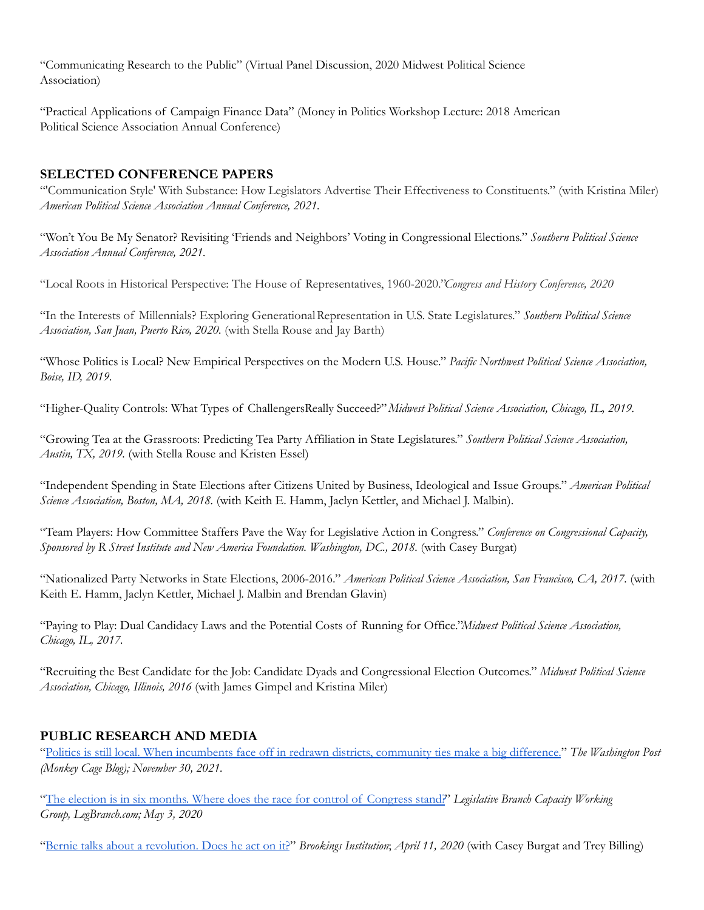"Communicating Research to the Public" (Virtual Panel Discussion, 2020 Midwest Political Science Association)

"Practical Applications of Campaign Finance Data" (Money in Politics Workshop Lecture: 2018 American Political Science Association Annual Conference)

## SELECTED CONFERENCE PAPERS

"'Communication Style' With Substance: How Legislators Advertise Their Effectiveness to Constituents." (with Kristina Miler) *American Political Science Association Annual Conference, 2021.*

"Won't You Be My Senator? Revisiting 'Friends and Neighbors' Voting in Congressional Elections." *Southern Political Science Association Annual Conference, 2021.*

"Local Roots in Historical Perspective: The House of Representatives, 1960-2020."*Congress and History Conference, 2020*

"In the Interests of Millennials? Exploring Generational Representation in U.S. State Legislatures." *Southern Political Science Association, San Juan, Puerto Rico, 2020.* (with Stella Rouse and Jay Barth)

"Whose Politics is Local? New Empirical Perspectives on the Modern U.S. House." *Pacific Northwest Political Science Association, Boise, ID, 2019.*

"Higher-Quality Controls: What Types of ChallengersReally Succeed?" *Midwest Political Science Association, Chicago, IL, 2019.*

"Growing Tea at the Grassroots: Predicting Tea Party Affiliation in State Legislatures." *Southern Political Science Association, Austin, TX, 2019.* (with Stella Rouse and Kristen Essel)

"Independent Spending in State Elections after Citizens United by Business, Ideological and Issue Groups." *American Political Science Association, Boston, MA, 2018.* (with Keith E. Hamm, Jaclyn Kettler, and Michael J. Malbin).

"Team Players: How Committee Staffers Pave the Way for Legislative Action in Congress." *Conference on Congressional Capacity, Sponsored by R Street Institute and New America Foundation. Washington, DC., 2018.* (with Casey Burgat)

"Nationalized Party Networks in State Elections, 2006-2016." *American Political Science Association, San Francisco, CA, 2017.* (with Keith E. Hamm, Jaclyn Kettler, Michael J. Malbin and Brendan Glavin)

"Paying to Play: Dual Candidacy Laws and the Potential Costs of Running for Office."*Midwest Political Science Association, Chicago, IL, 2017.*

"Recruiting the Best Candidate for the Job: Candidate Dyads and Congressional Election Outcomes." *Midwest Political Science Association, Chicago, Illinois, 2016* (with James Gimpel and Kristina Miler)

## PUBLIC RESEARCH AND MEDIA

"Politics is still local. When incumbents face off in redrawn districts, community ties make a big difference." *The Washington Post (Monkey Cage Blog); November 30, 2021.*

"The election is in six months. Where does the race for control of Congress stand?" *Legislative Branch Capacity Working Group, LegBranch.com; May 3, 2020*

"Bernie talks about a revolution. Does he act on it?" *Brookings Institution*; *April 11, 2020* (with Casey Burgat and Trey Billing)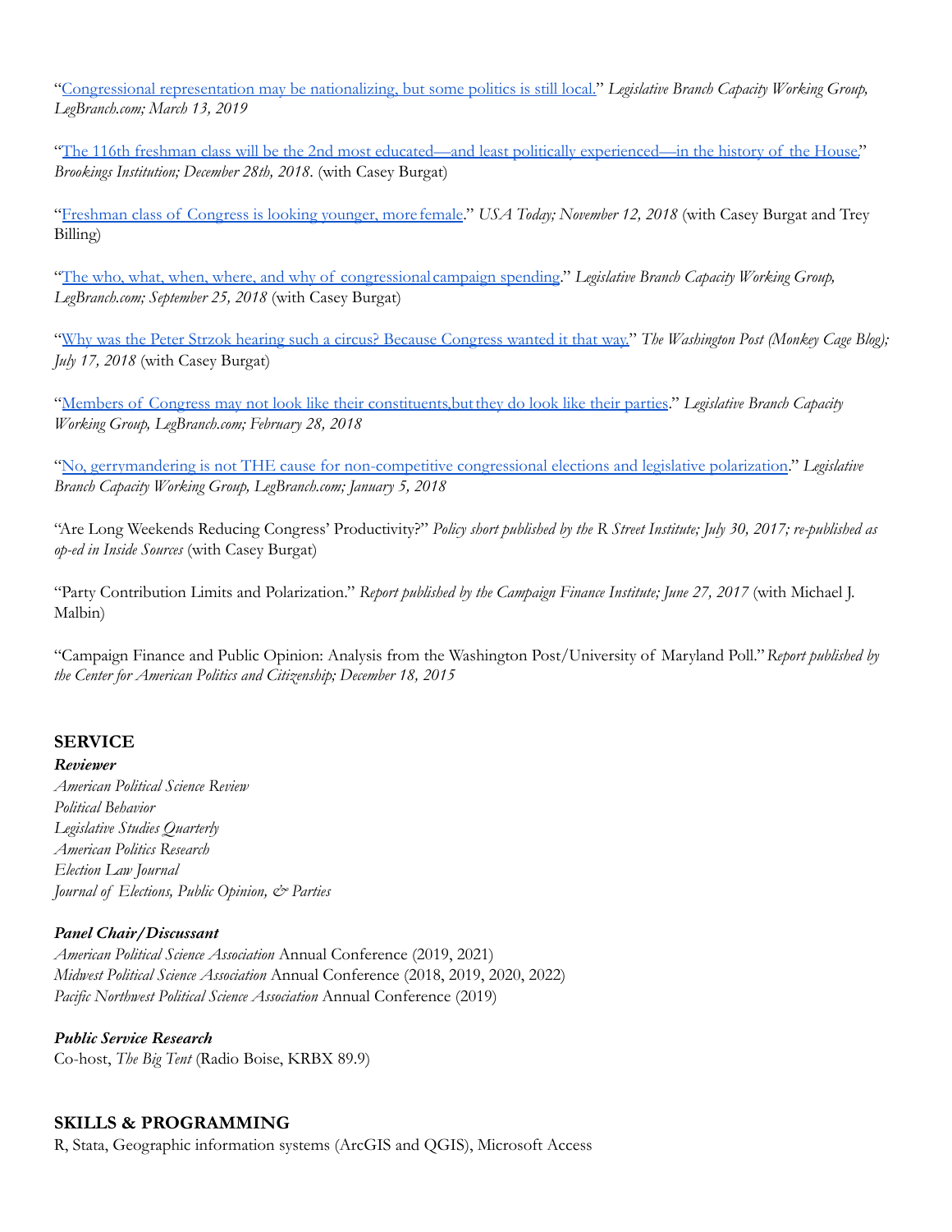"[Congressional representation may be nationalizing, but some politics is still local.]" *Legislative Branch Capacity Working Group, LegBranch.com; March 13, 2019*

"[The 116th freshman class will be the 2nd most educated—and least politically experienced—in the history of the House.]" *Brookings Institution; December 28th, 2018.* (with Casey Burgat)

"[Freshman class of Congress is looking younger, more female]." *USA Today; November 12, 2018* (with Casey Burgat and Trey Billing)

"[The who, what, when, where, and why of congressional campaign spending]." *Legislative Branch Capacity Working Group, LegBranch.com; September 25, 2018* (with Casey Burgat)

"[Why was the Peter Strzok hearing such a circus? Because Congress wanted it that way.]" *The Washington Post (Monkey Cage Blog); July 17, 2018* (with Casey Burgat)

"[Members of Congress may not look like their constituents, but they do look like their parties]." *Legislative Branch Capacity Working Group, LegBranch.com; February 28, 2018*

"[No, gerrymandering is not THE cause for non-competitive congressional elections and legislative polarization]." *Legislative Branch Capacity Working Group, LegBranch.com; January 5, 2018*

"Are Long Weekends Reducing Congress' Productivity?" *Policy short published by the R Street Institute; July 30, 2017; re-published as op-ed in Inside Sources* (with Casey Burgat)

"Party Contribution Limits and Polarization." *Report published by the Campaign Finance Institute; June 27, 2017* (with Michael J. Malbin)

"Campaign Finance and Public Opinion: Analysis from the Washington Post/University of Maryland Poll." *Report published by the Center for American Politics and Citizenship; December 18, 2015*

## SERVICE

***Reviewer***

*American Political Science Review*
*Political Behavior*
*Legislative Studies Quarterly*
*American Politics Research*
*Election Law Journal*
*Journal of Elections, Public Opinion, & Parties*

***Panel Chair/Discussant***

*American Political Science Association* Annual Conference (2019, 2021)
*Midwest Political Science Association* Annual Conference (2018, 2019, 2020, 2022)
*Pacific Northwest Political Science Association* Annual Conference (2019)

***Public Service Research***

Co-host, *The Big Tent* (Radio Boise, KRBX 89.9)

## SKILLS & PROGRAMMING

R, Stata, Geographic information systems (ArcGIS and QGIS), Microsoft Access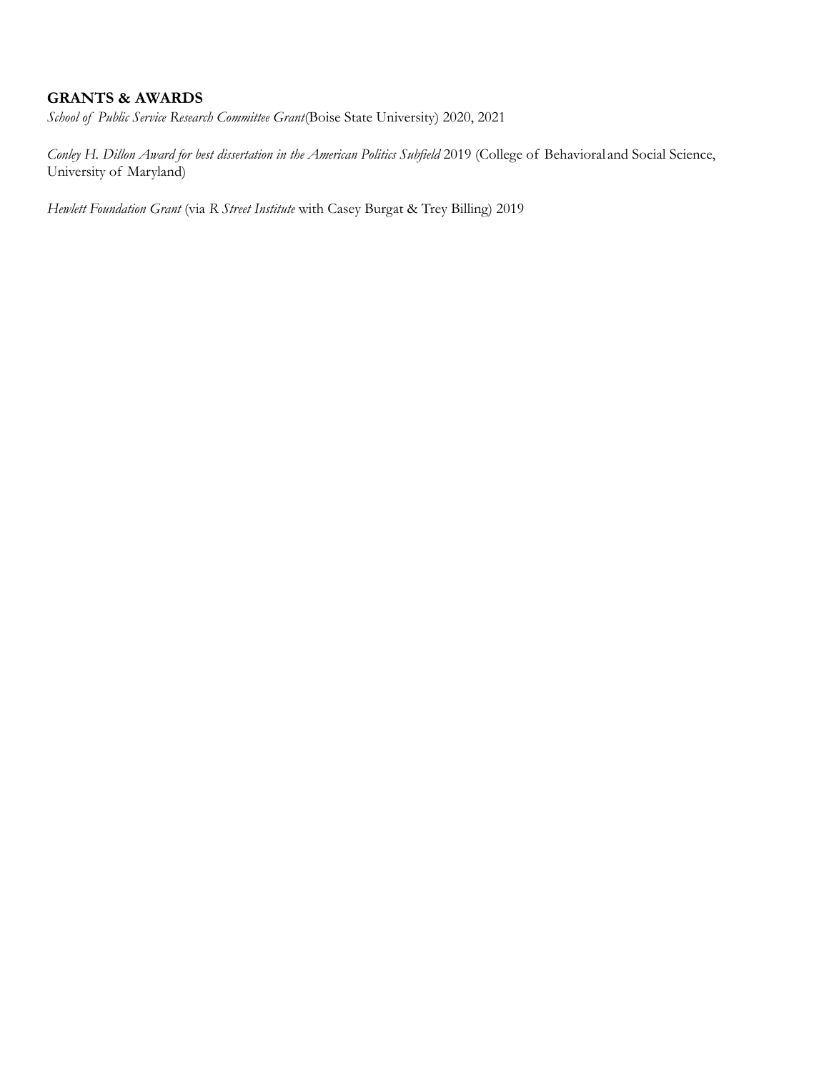## GRANTS & AWARDS

*School of Public Service Research Committee Grant*(Boise State University) 2020, 2021

*Conley H. Dillon Award for best dissertation in the American Politics Subfield* 2019 (College of Behavioral and Social Science, University of Maryland)

*Hewlett Foundation Grant* (via *R Street Institute* with Casey Burgat & Trey Billing) 2019